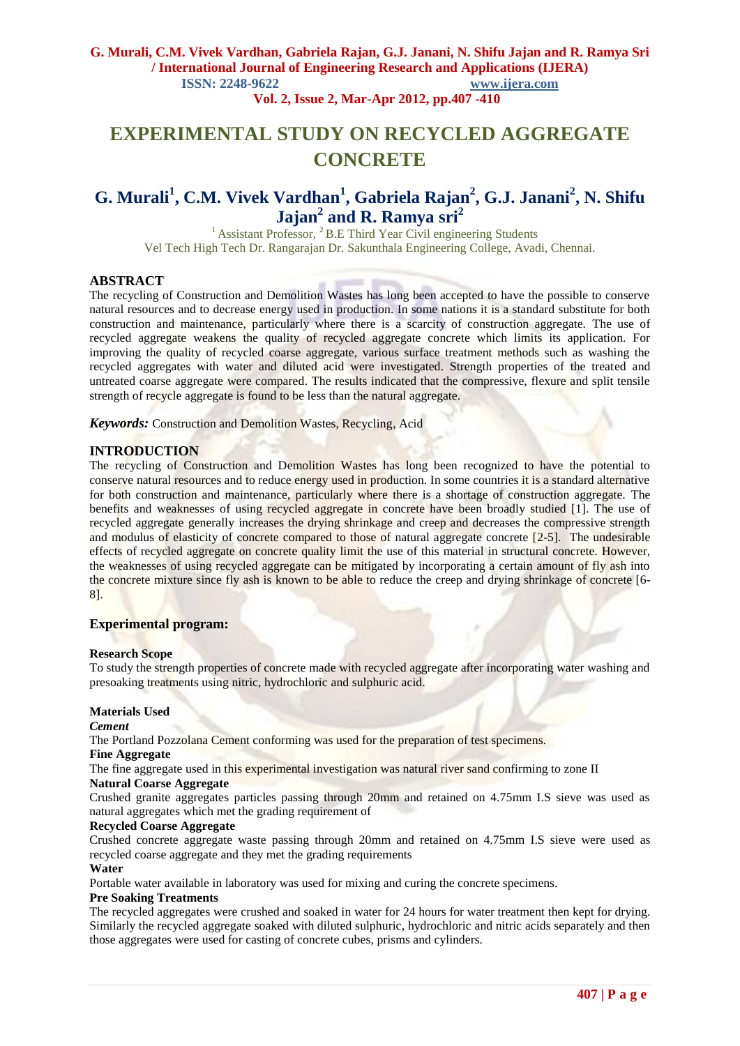# EXPERIMENTAL STUDY ON RECYCLED AGGREGATE CONCRETE

## G. Murali[1], C.M. Vivek Vardhan[1], Gabriela Rajan[2], G.J. Janani[2], N. Shifu Jajan[2] and R. Ramya sri[2]

[1] Assistant Professor, [2] B.E Third Year Civil engineering Students
Vel Tech High Tech Dr. Rangarajan Dr. Sakunthala Engineering College, Avadi, Chennai.

## ABSTRACT

The recycling of Construction and Demolition Wastes has long been accepted to have the possible to conserve natural resources and to decrease energy used in production. In some nations it is a standard substitute for both construction and maintenance, particularly where there is a scarcity of construction aggregate. The use of recycled aggregate weakens the quality of recycled aggregate concrete which limits its application. For improving the quality of recycled coarse aggregate, various surface treatment methods such as washing the recycled aggregates with water and diluted acid were investigated. Strength properties of the treated and untreated coarse aggregate were compared. The results indicated that the compressive, flexure and split tensile strength of recycle aggregate is found to be less than the natural aggregate.

***Keywords:*** Construction and Demolition Wastes, Recycling, Acid

## INTRODUCTION

The recycling of Construction and Demolition Wastes has long been recognized to have the potential to conserve natural resources and to reduce energy used in production. In some countries it is a standard alternative for both construction and maintenance, particularly where there is a shortage of construction aggregate. The benefits and weaknesses of using recycled aggregate in concrete have been broadly studied [1]. The use of recycled aggregate generally increases the drying shrinkage and creep and decreases the compressive strength and modulus of elasticity of concrete compared to those of natural aggregate concrete [2-5]. The undesirable effects of recycled aggregate on concrete quality limit the use of this material in structural concrete. However, the weaknesses of using recycled aggregate can be mitigated by incorporating a certain amount of fly ash into the concrete mixture since fly ash is known to be able to reduce the creep and drying shrinkage of concrete [6-8].

### Experimental program:

**Research Scope**

To study the strength properties of concrete made with recycled aggregate after incorporating water washing and presoaking treatments using nitric, hydrochloric and sulphuric acid.

**Materials Used**

***Cement***

The Portland Pozzolana Cement conforming was used for the preparation of test specimens.

**Fine Aggregate**

The fine aggregate used in this experimental investigation was natural river sand confirming to zone II

**Natural Coarse Aggregate**

Crushed granite aggregates particles passing through 20mm and retained on 4.75mm I.S sieve was used as natural aggregates which met the grading requirement of

**Recycled Coarse Aggregate**

Crushed concrete aggregate waste passing through 20mm and retained on 4.75mm I.S sieve were used as recycled coarse aggregate and they met the grading requirements

**Water**

Portable water available in laboratory was used for mixing and curing the concrete specimens.

**Pre Soaking Treatments**

The recycled aggregates were crushed and soaked in water for 24 hours for water treatment then kept for drying. Similarly the recycled aggregate soaked with diluted sulphuric, hydrochloric and nitric acids separately and then those aggregates were used for casting of concrete cubes, prisms and cylinders.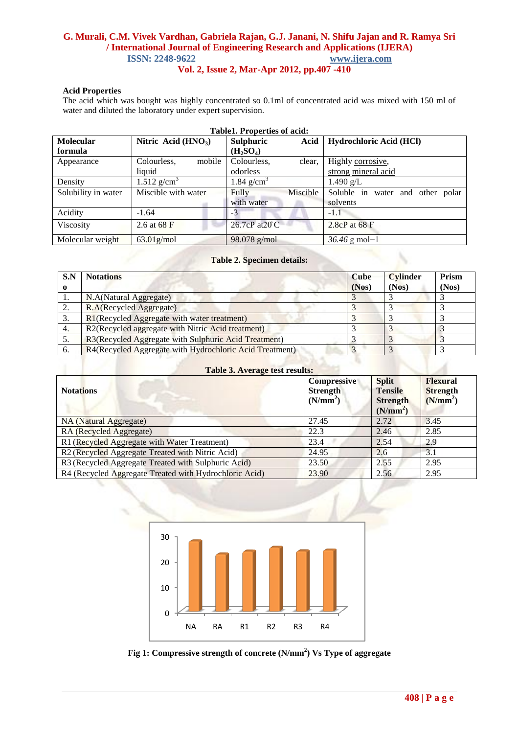**Acid Properties**

The acid which was bought was highly concentrated so 0.1ml of concentrated acid was mixed with 150 ml of water and diluted the laboratory under expert supervision.

**Table1. Properties of acid:**

| Molecular formula | Nitric Acid ($HNO_3$) | Sulphuric Acid ($H_2SO_4$) | Hydrochloric Acid (HCl) |
|---|---|---|---|
| Appearance | Colourless, mobile liquid | Colourless, clear, odorless | Highly corrosive, strong mineral acid |
| Density | 1.512 g/cm$^3$ | 1.84 g/cm$^3$ | 1.490 g/L |
| Solubility in water | Miscible with water | Fully Miscible with water | Soluble in water and other polar solvents |
| Acidity | -1.64 | -3 | -1.1 |
| Viscosity | 2.6 at 68 F | 26.7cP at20°C | 2.8cP at 68 F |
| Molecular weight | 63.01g/mol | 98.078 g/mol | *36.46* g mol−1 |

**Table 2. Specimen details:**

| S.No | Notations | Cube (Nos) | Cylinder (Nos) | Prism (Nos) |
|---|---|---|---|---|
| 1. | N.A(Natural Aggregate) | 3 | 3 | 3 |
| 2. | R.A(Recycled Aggregate) | 3 | 3 | 3 |
| 3. | R1(Recycled Aggregate with water treatment) | 3 | 3 | 3 |
| 4. | R2(Recycled aggregate with Nitric Acid treatment) | 3 | 3 | 3 |
| 5. | R3(Recycled Aggregate with Sulphuric Acid Treatment) | 3 | 3 | 3 |
| 6. | R4(Recycled Aggregate with Hydrochloric Acid Treatment) | 3 | 3 | 3 |

**Table 3. Average test results:**

| Notations | Compressive Strength (N/mm$^2$) | Split Tensile Strength (N/mm$^2$) | Flexural Strength (N/mm$^2$) |
|---|---|---|---|
| NA (Natural Aggregate) | 27.45 | 2.72 | 3.45 |
| RA (Recycled Aggregate) | 22.3 | 2.46 | 2.85 |
| R1 (Recycled Aggregate with Water Treatment) | 23.4 | 2.54 | 2.9 |
| R2 (Recycled Aggregate Treated with Nitric Acid) | 24.95 | 2.6 | 3.1 |
| R3 (Recycled Aggregate Treated with Sulphuric Acid) | 23.50 | 2.55 | 2.95 |
| R4 (Recycled Aggregate Treated with Hydrochloric Acid) | 23.90 | 2.56 | 2.95 |

**Fig 1: Compressive strength of concrete (N/mm$^2$) Vs Type of aggregate**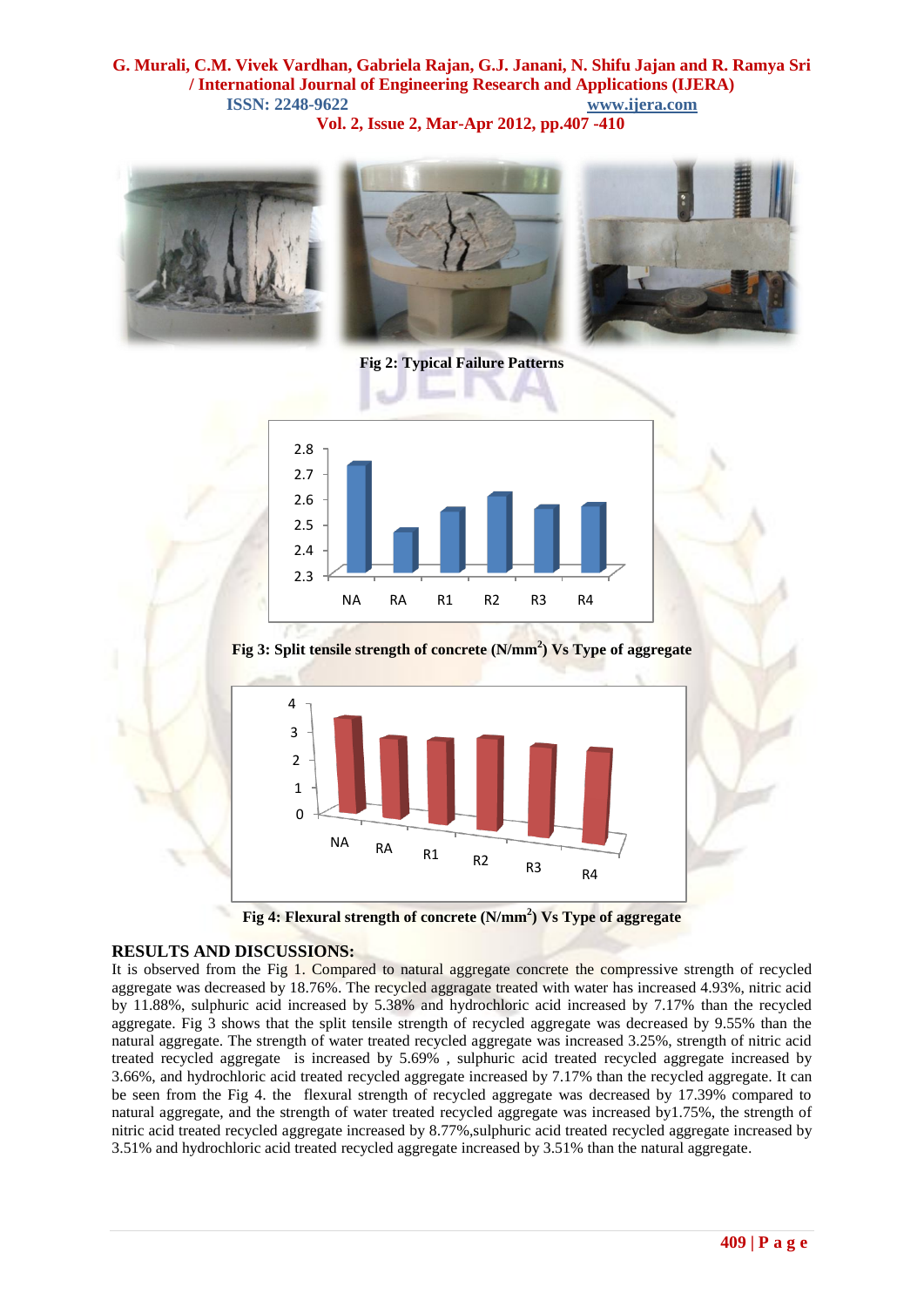Fig 2: Typical Failure Patterns

Fig 3: Split tensile strength of concrete ($N/mm^2$) Vs Type of aggregate

Fig 4: Flexural strength of concrete ($N/mm^2$) Vs Type of aggregate

## RESULTS AND DISCUSSIONS:

It is observed from the Fig 1. Compared to natural aggregate concrete the compressive strength of recycled aggregate was decreased by 18.76%. The recycled aggragate treated with water has increased 4.93%, nitric acid by 11.88%, sulphuric acid increased by 5.38% and hydrochloric acid increased by 7.17% than the recycled aggregate. Fig 3 shows that the split tensile strength of recycled aggregate was decreased by 9.55% than the natural aggregate. The strength of water treated recycled aggregate was increased 3.25%, strength of nitric acid treated recycled aggregate is increased by 5.69% , sulphuric acid treated recycled aggregate increased by 3.66%, and hydrochloric acid treated recycled aggregate increased by 7.17% than the recycled aggregate. It can be seen from the Fig 4. the flexural strength of recycled aggregate was decreased by 17.39% compared to natural aggregate, and the strength of water treated recycled aggregate was increased by1.75%, the strength of nitric acid treated recycled aggregate increased by 8.77%,sulphuric acid treated recycled aggregate increased by 3.51% and hydrochloric acid treated recycled aggregate increased by 3.51% than the natural aggregate.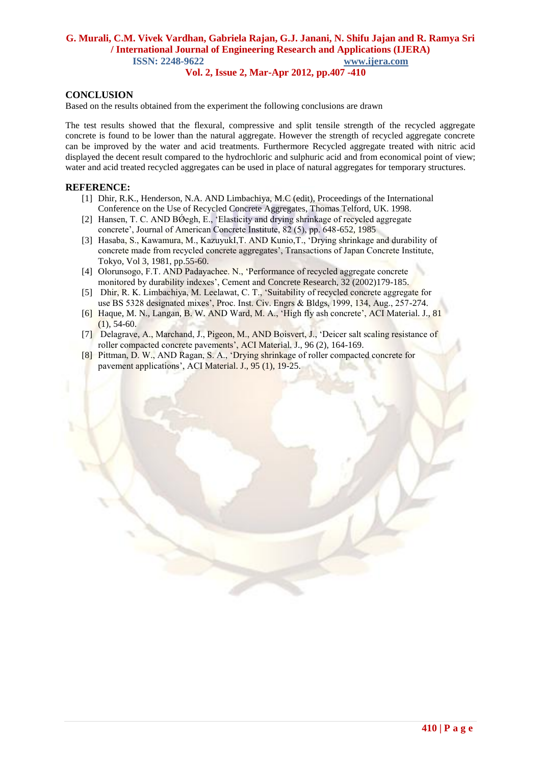## CONCLUSION

Based on the results obtained from the experiment the following conclusions are drawn

The test results showed that the flexural, compressive and split tensile strength of the recycled aggregate concrete is found to be lower than the natural aggregate. However the strength of recycled aggregate concrete can be improved by the water and acid treatments. Furthermore Recycled aggregate treated with nitric acid displayed the decent result compared to the hydrochloric and sulphuric acid and from economical point of view; water and acid treated recycled aggregates can be used in place of natural aggregates for temporary structures.

## REFERENCE:

[1] Dhir, R.K., Henderson, N.A. AND Limbachiya, M.C (edit), Proceedings of the International Conference on the Use of Recycled Concrete Aggregates, Thomas Telford, UK. 1998.

[2] Hansen, T. C. AND BǾegh, E., 'Elasticity and drying shrinkage of recycled aggregate concrete', Journal of American Concrete Institute, 82 (5), pp. 648-652, 1985

[3] Hasaba, S., Kawamura, M., KazuyukI,T. AND Kunio,T., 'Drying shrinkage and durability of concrete made from recycled concrete aggregates', Transactions of Japan Concrete Institute, Tokyo, Vol 3, 1981, pp.55-60.

[4] Olorunsogo, F.T. AND Padayachee. N., 'Performance of recycled aggregate concrete monitored by durability indexes', Cement and Concrete Research, 32 (2002)179-185.

[5] Dhir, R. K. Limbachiya, M. Leelawat, C. T., 'Suitability of recycled concrete aggregate for use BS 5328 designated mixes', Proc. Inst. Civ. Engrs & Bldgs, 1999, 134, Aug., 257-274.

[6] Haque, M. N., Langan, B. W. AND Ward, M. A., 'High fly ash concrete', ACI Material. J., 81 (1), 54-60.

[7] Delagrave, A., Marchand, J., Pigeon, M., AND Boisvert, J., 'Deicer salt scaling resistance of roller compacted concrete pavements', ACI Material. J., 96 (2), 164-169.

[8] Pittman, D. W., AND Ragan, S. A., 'Drying shrinkage of roller compacted concrete for pavement applications', ACI Material. J., 95 (1), 19-25.